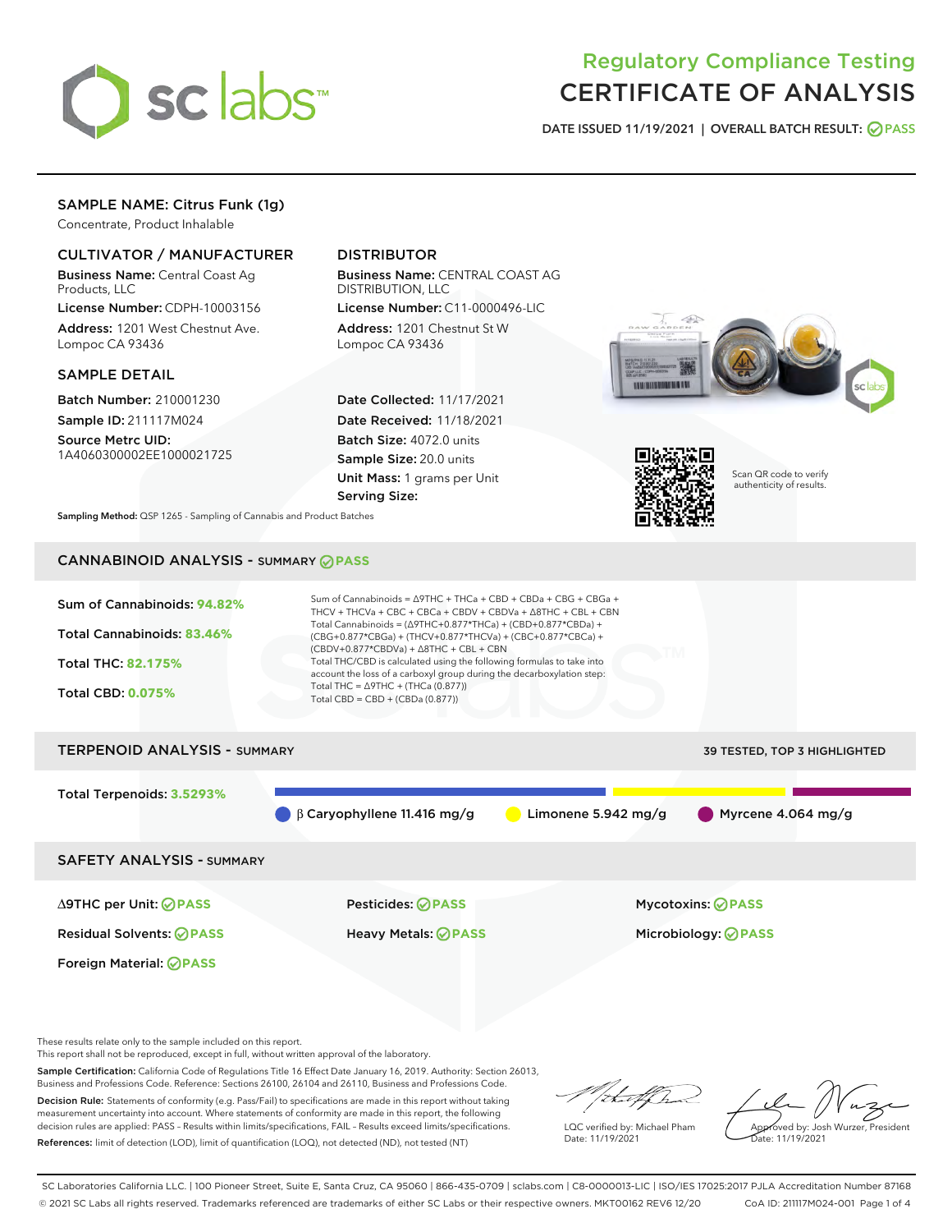# Regulatory Compliance Testing
# CERTIFICATE OF ANALYSIS

**DATE ISSUED 11/19/2021 | OVERALL BATCH RESULT: PASS**

## SAMPLE NAME: Citrus Funk (1g)

Concentrate, Product Inhalable

### CULTIVATOR / MANUFACTURER

**Business Name:** Central Coast Ag Products, LLC

**License Number:** CDPH-10003156

**Address:** 1201 West Chestnut Ave. Lompoc CA 93436

### DISTRIBUTOR

**Business Name:** CENTRAL COAST AG DISTRIBUTION, LLC

**License Number:** C11-0000496-LIC

**Address:** 1201 Chestnut St W Lompoc CA 93436

### SAMPLE DETAIL

**Batch Number:** 210001230

**Sample ID:** 211117M024

**Source Metrc UID:** 1A4060300002EE1000021725

**Date Collected:** 11/17/2021

**Date Received:** 11/18/2021

**Batch Size:** 4072.0 units

**Sample Size:** 20.0 units

**Unit Mass:** 1 grams per Unit

**Serving Size:**

Scan QR code to verify authenticity of results.

**Sampling Method:** QSP 1265 - Sampling of Cannabis and Product Batches

## CANNABINOID ANALYSIS - SUMMARY PASS

Sum of Cannabinoids: **94.82%**

Total Cannabinoids: **83.46%**

Total THC: **82.175%**

Total CBD: **0.075%**

Sum of Cannabinoids = Δ9THC + THCa + CBD + CBDa + CBG + CBGa + THCV + THCVa + CBC + CBCa + CBDV + CBDVa + Δ8THC + CBL + CBN

Total Cannabinoids = (Δ9THC+0.877*THCa) + (CBD+0.877*CBDa) + (CBG+0.877*CBGa) + (THCV+0.877*THCVa) + (CBC+0.877*CBCa) + (CBDV+0.877*CBDVa) + Δ8THC + CBL + CBN

Total THC/CBD is calculated using the following formulas to take into account the loss of a carboxyl group during the decarboxylation step:

Total THC = Δ9THC + (THCa (0.877))

Total CBD = CBD + (CBDa (0.877))

## TERPENOID ANALYSIS - SUMMARY

39 TESTED, TOP 3 HIGHLIGHTED

Total Terpenoids: **3.5293%**

β Caryophyllene 11.416 mg/g | Limonene 5.942 mg/g | Myrcene 4.064 mg/g

## SAFETY ANALYSIS - SUMMARY

| | | |
|---|---|---|
| Δ9THC per Unit: PASS | Pesticides: PASS | Mycotoxins: PASS |
| Residual Solvents: PASS | Heavy Metals: PASS | Microbiology: PASS |
| Foreign Material: PASS | | |

These results relate only to the sample included on this report.
This report shall not be reproduced, except in full, without written approval of the laboratory.

**Sample Certification:** California Code of Regulations Title 16 Effect Date January 16, 2019. Authority: Section 26013, Business and Professions Code. Reference: Sections 26100, 26104 and 26110, Business and Professions Code.

**Decision Rule:** Statements of conformity (e.g. Pass/Fail) to specifications are made in this report without taking measurement uncertainty into account. Where statements of conformity are made in this report, the following decision rules are applied: PASS – Results within limits/specifications, FAIL – Results exceed limits/specifications.

**References:** limit of detection (LOD), limit of quantification (LOQ), not detected (ND), not tested (NT)

LQC verified by: Michael Pham
Date: 11/19/2021

Approved by: Josh Wurzer, President
Date: 11/19/2021

SC Laboratories California LLC. | 100 Pioneer Street, Suite E, Santa Cruz, CA 95060 | 866-435-0709 | sclabs.com | C8-0000013-LIC | ISO/IES 17025:2017 PJLA Accreditation Number 87168
© 2021 SC Labs all rights reserved. Trademarks referenced are trademarks of either SC Labs or their respective owners. MKT00162 REV6 12/20 CoA ID: 211117M024-001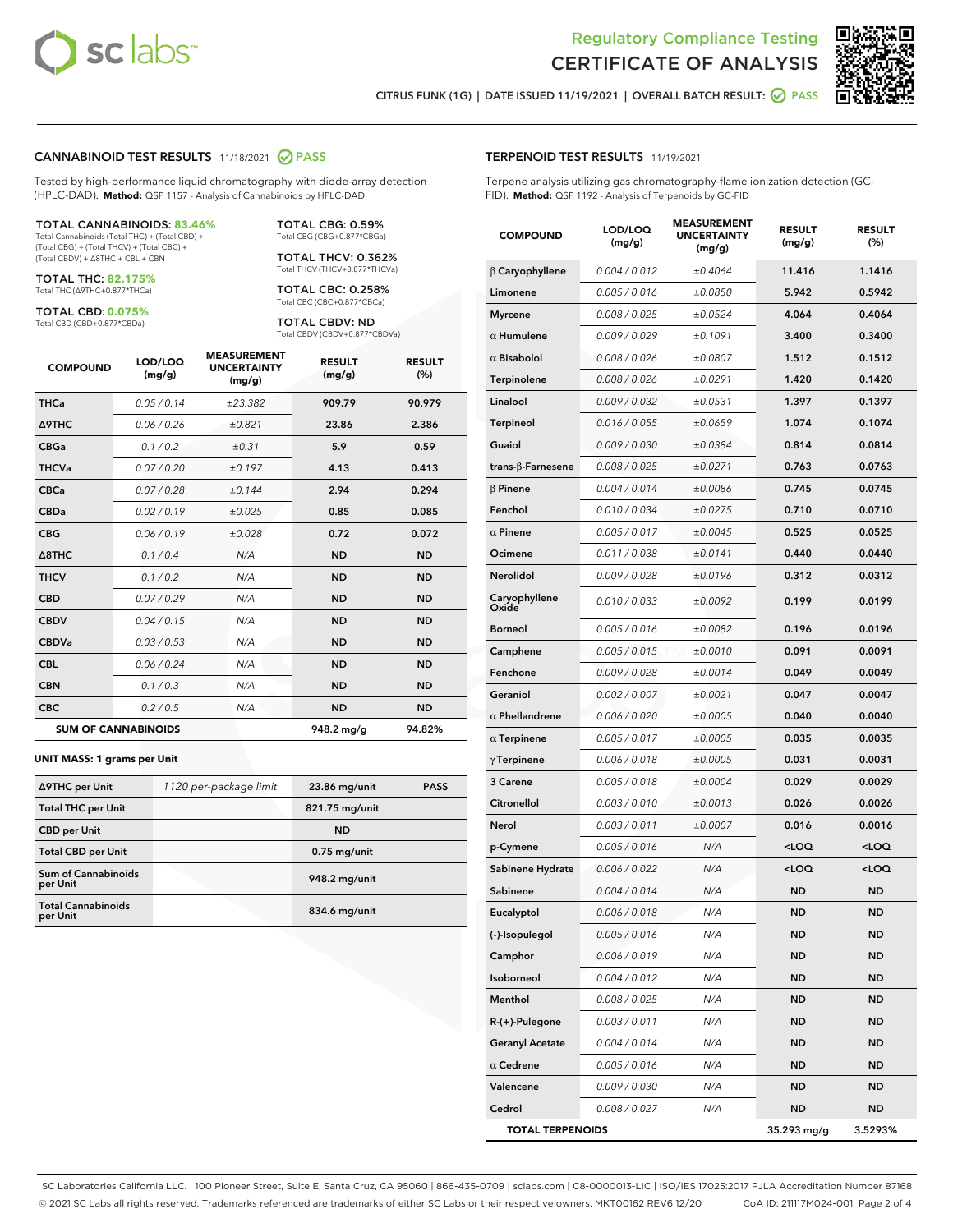# Regulatory Compliance Testing
# CERTIFICATE OF ANALYSIS

CITRUS FUNK (1G) | DATE ISSUED 11/19/2021 | OVERALL BATCH RESULT: PASS

## CANNABINOID TEST RESULTS - 11/18/2021 PASS

Tested by high-performance liquid chromatography with diode-array detection (HPLC-DAD). **Method:** QSP 1157 - Analysis of Cannabinoids by HPLC-DAD

**TOTAL CANNABINOIDS: 83.46%**
Total Cannabinoids (Total THC) + (Total CBD) + (Total CBG) + (Total THCV) + (Total CBC) + (Total CBDV) + Δ8THC + CBL + CBN

**TOTAL THC: 82.175%**
Total THC (Δ9THC+0.877*THCa)

**TOTAL CBD: 0.075%**
Total CBD (CBD+0.877*CBDa)

**TOTAL CBG: 0.59%**
Total CBG (CBG+0.877*CBGa)

**TOTAL THCV: 0.362%**
Total THCV (THCV+0.877*THCVa)

**TOTAL CBC: 0.258%**
Total CBC (CBC+0.877*CBCa)

**TOTAL CBDV: ND**
Total CBDV (CBDV+0.877*CBDVa)

| COMPOUND | LOD/LOQ (mg/g) | MEASUREMENT UNCERTAINTY (mg/g) | RESULT (mg/g) | RESULT (%) |
|---|---|---|---|---|
| THCa | 0.05 / 0.14 | ±23.382 | 909.79 | 90.979 |
| Δ9THC | 0.06 / 0.26 | ±0.821 | 23.86 | 2.386 |
| CBGa | 0.1 / 0.2 | ±0.31 | 5.9 | 0.59 |
| THCVa | 0.07 / 0.20 | ±0.197 | 4.13 | 0.413 |
| CBCa | 0.07 / 0.28 | ±0.144 | 2.94 | 0.294 |
| CBDa | 0.02 / 0.19 | ±0.025 | 0.85 | 0.085 |
| CBG | 0.06 / 0.19 | ±0.028 | 0.72 | 0.072 |
| Δ8THC | 0.1 / 0.4 | N/A | ND | ND |
| THCV | 0.1 / 0.2 | N/A | ND | ND |
| CBD | 0.07 / 0.29 | N/A | ND | ND |
| CBDV | 0.04 / 0.15 | N/A | ND | ND |
| CBDVa | 0.03 / 0.53 | N/A | ND | ND |
| CBL | 0.06 / 0.24 | N/A | ND | ND |
| CBN | 0.1 / 0.3 | N/A | ND | ND |
| CBC | 0.2 / 0.5 | N/A | ND | ND |
| **SUM OF CANNABINOIDS** | | | 948.2 mg/g | 94.82% |

### UNIT MASS: 1 grams per Unit

| | | | |
|---|---|---|---|
| Δ9THC per Unit | 1120 per-package limit | 23.86 mg/unit | PASS |
| Total THC per Unit | | 821.75 mg/unit | |
| CBD per Unit | | ND | |
| Total CBD per Unit | | 0.75 mg/unit | |
| Sum of Cannabinoids per Unit | | 948.2 mg/unit | |
| Total Cannabinoids per Unit | | 834.6 mg/unit | |

## TERPENOID TEST RESULTS - 11/19/2021

Terpene analysis utilizing gas chromatography-flame ionization detection (GC-FID). **Method:** QSP 1192 - Analysis of Terpenoids by GC-FID

| COMPOUND | LOD/LOQ (mg/g) | MEASUREMENT UNCERTAINTY (mg/g) | RESULT (mg/g) | RESULT (%) |
|---|---|---|---|---|
| β Caryophyllene | 0.004 / 0.012 | ±0.4064 | 11.416 | 1.1416 |
| Limonene | 0.005 / 0.016 | ±0.0850 | 5.942 | 0.5942 |
| Myrcene | 0.008 / 0.025 | ±0.0524 | 4.064 | 0.4064 |
| α Humulene | 0.009 / 0.029 | ±0.1091 | 3.400 | 0.3400 |
| α Bisabolol | 0.008 / 0.026 | ±0.0807 | 1.512 | 0.1512 |
| Terpinolene | 0.008 / 0.026 | ±0.0291 | 1.420 | 0.1420 |
| Linalool | 0.009 / 0.032 | ±0.0531 | 1.397 | 0.1397 |
| Terpineol | 0.016 / 0.055 | ±0.0659 | 1.074 | 0.1074 |
| Guaiol | 0.009 / 0.030 | ±0.0384 | 0.814 | 0.0814 |
| trans-β-Farnesene | 0.008 / 0.025 | ±0.0271 | 0.763 | 0.0763 |
| β Pinene | 0.004 / 0.014 | ±0.0086 | 0.745 | 0.0745 |
| Fenchol | 0.010 / 0.034 | ±0.0275 | 0.710 | 0.0710 |
| α Pinene | 0.005 / 0.017 | ±0.0045 | 0.525 | 0.0525 |
| Ocimene | 0.011 / 0.038 | ±0.0141 | 0.440 | 0.0440 |
| Nerolidol | 0.009 / 0.028 | ±0.0196 | 0.312 | 0.0312 |
| Caryophyllene Oxide | 0.010 / 0.033 | ±0.0092 | 0.199 | 0.0199 |
| Borneol | 0.005 / 0.016 | ±0.0082 | 0.196 | 0.0196 |
| Camphene | 0.005 / 0.015 | ±0.0010 | 0.091 | 0.0091 |
| Fenchone | 0.009 / 0.028 | ±0.0014 | 0.049 | 0.0049 |
| Geraniol | 0.002 / 0.007 | ±0.0021 | 0.047 | 0.0047 |
| α Phellandrene | 0.006 / 0.020 | ±0.0005 | 0.040 | 0.0040 |
| α Terpinene | 0.005 / 0.017 | ±0.0005 | 0.035 | 0.0035 |
| γ Terpinene | 0.006 / 0.018 | ±0.0005 | 0.031 | 0.0031 |
| 3 Carene | 0.005 / 0.018 | ±0.0004 | 0.029 | 0.0029 |
| Citronellol | 0.003 / 0.010 | ±0.0013 | 0.026 | 0.0026 |
| Nerol | 0.003 / 0.011 | ±0.0007 | 0.016 | 0.0016 |
| p-Cymene | 0.005 / 0.016 | N/A | <LOQ | <LOQ |
| Sabinene Hydrate | 0.006 / 0.022 | N/A | <LOQ | <LOQ |
| Sabinene | 0.004 / 0.014 | N/A | ND | ND |
| Eucalyptol | 0.006 / 0.018 | N/A | ND | ND |
| (-)-Isopulegol | 0.005 / 0.016 | N/A | ND | ND |
| Camphor | 0.006 / 0.019 | N/A | ND | ND |
| Isoborneol | 0.004 / 0.012 | N/A | ND | ND |
| Menthol | 0.008 / 0.025 | N/A | ND | ND |
| R-(+)-Pulegone | 0.003 / 0.011 | N/A | ND | ND |
| Geranyl Acetate | 0.004 / 0.014 | N/A | ND | ND |
| α Cedrene | 0.005 / 0.016 | N/A | ND | ND |
| Valencene | 0.009 / 0.030 | N/A | ND | ND |
| Cedrol | 0.008 / 0.027 | N/A | ND | ND |
| **TOTAL TERPENOIDS** | | | 35.293 mg/g | 3.5293% |

SC Laboratories California LLC. | 100 Pioneer Street, Suite E, Santa Cruz, CA 95060 | 866-435-0709 | sclabs.com | C8-0000013-LIC | ISO/IES 17025:2017 PJLA Accreditation Number 87168
© 2021 SC Labs all rights reserved. Trademarks referenced are trademarks of either SC Labs or their respective owners. MKT00162 REV6 12/20 CoA ID: 211117M024-001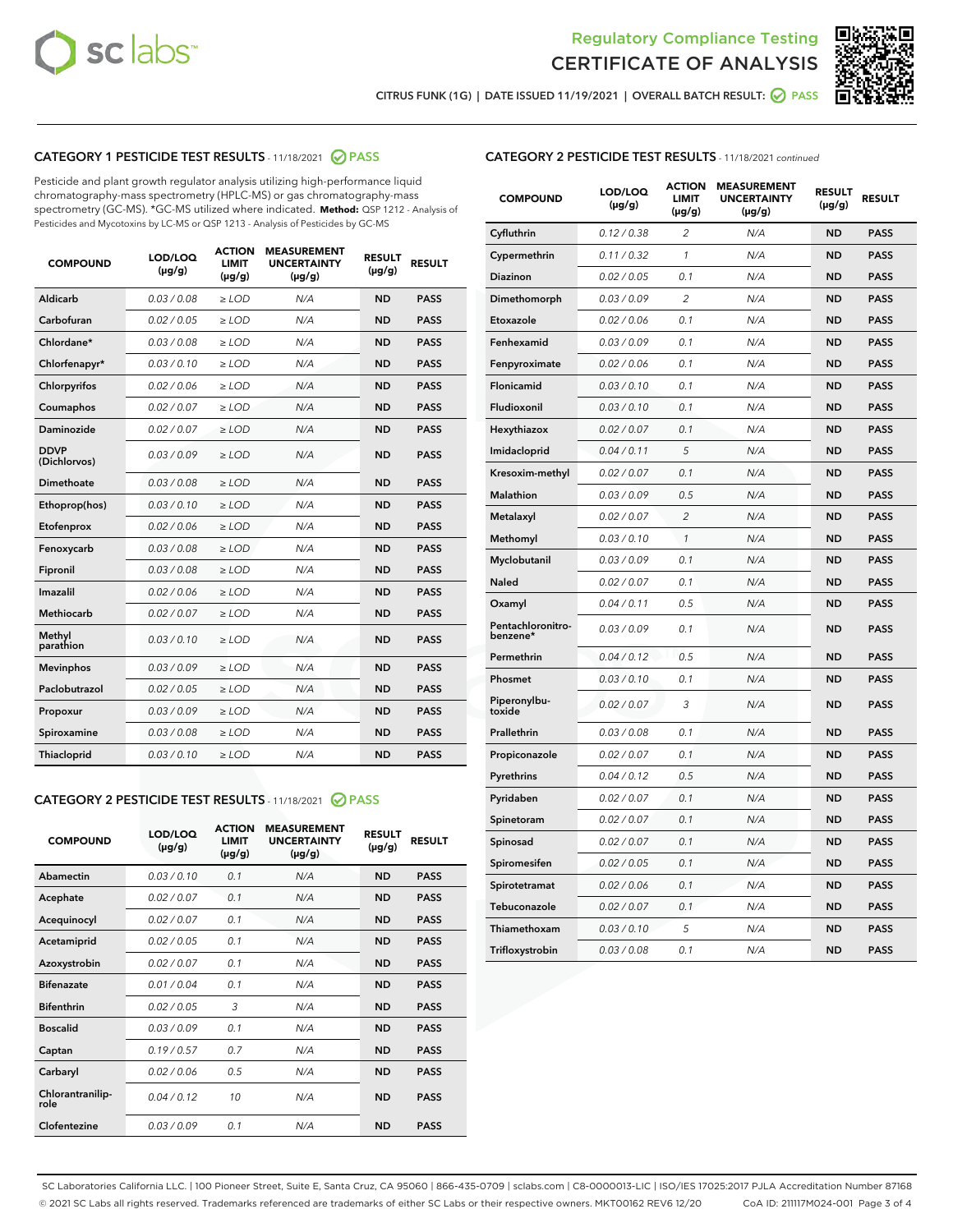Regulatory Compliance Testing

CERTIFICATE OF ANALYSIS

CITRUS FUNK (1G) | DATE ISSUED 11/19/2021 | OVERALL BATCH RESULT: PASS

## CATEGORY 1 PESTICIDE TEST RESULTS - 11/18/2021 PASS

Pesticide and plant growth regulator analysis utilizing high-performance liquid chromatography-mass spectrometry (HPLC-MS) or gas chromatography-mass spectrometry (GC-MS). *GC-MS utilized where indicated. **Method:** QSP 1212 - Analysis of Pesticides and Mycotoxins by LC-MS or QSP 1213 - Analysis of Pesticides by GC-MS

| COMPOUND | LOD/LOQ (µg/g) | ACTION LIMIT (µg/g) | MEASUREMENT UNCERTAINTY (µg/g) | RESULT (µg/g) | RESULT |
|---|---|---|---|---|---|
| Aldicarb | 0.03 / 0.08 | ≥ LOD | N/A | ND | PASS |
| Carbofuran | 0.02 / 0.05 | ≥ LOD | N/A | ND | PASS |
| Chlordane* | 0.03 / 0.08 | ≥ LOD | N/A | ND | PASS |
| Chlorfenapyr* | 0.03 / 0.10 | ≥ LOD | N/A | ND | PASS |
| Chlorpyrifos | 0.02 / 0.06 | ≥ LOD | N/A | ND | PASS |
| Coumaphos | 0.02 / 0.07 | ≥ LOD | N/A | ND | PASS |
| Daminozide | 0.02 / 0.07 | ≥ LOD | N/A | ND | PASS |
| DDVP (Dichlorvos) | 0.03 / 0.09 | ≥ LOD | N/A | ND | PASS |
| Dimethoate | 0.03 / 0.08 | ≥ LOD | N/A | ND | PASS |
| Ethoprop(hos) | 0.03 / 0.10 | ≥ LOD | N/A | ND | PASS |
| Etofenprox | 0.02 / 0.06 | ≥ LOD | N/A | ND | PASS |
| Fenoxycarb | 0.03 / 0.08 | ≥ LOD | N/A | ND | PASS |
| Fipronil | 0.03 / 0.08 | ≥ LOD | N/A | ND | PASS |
| Imazalil | 0.02 / 0.06 | ≥ LOD | N/A | ND | PASS |
| Methiocarb | 0.02 / 0.07 | ≥ LOD | N/A | ND | PASS |
| Methyl parathion | 0.03 / 0.10 | ≥ LOD | N/A | ND | PASS |
| Mevinphos | 0.03 / 0.09 | ≥ LOD | N/A | ND | PASS |
| Paclobutrazol | 0.02 / 0.05 | ≥ LOD | N/A | ND | PASS |
| Propoxur | 0.03 / 0.09 | ≥ LOD | N/A | ND | PASS |
| Spiroxamine | 0.03 / 0.08 | ≥ LOD | N/A | ND | PASS |
| Thiacloprid | 0.03 / 0.10 | ≥ LOD | N/A | ND | PASS |

## CATEGORY 2 PESTICIDE TEST RESULTS - 11/18/2021 PASS

| COMPOUND | LOD/LOQ (µg/g) | ACTION LIMIT (µg/g) | MEASUREMENT UNCERTAINTY (µg/g) | RESULT (µg/g) | RESULT |
|---|---|---|---|---|---|
| Abamectin | 0.03 / 0.10 | 0.1 | N/A | ND | PASS |
| Acephate | 0.02 / 0.07 | 0.1 | N/A | ND | PASS |
| Acequinocyl | 0.02 / 0.07 | 0.1 | N/A | ND | PASS |
| Acetamiprid | 0.02 / 0.05 | 0.1 | N/A | ND | PASS |
| Azoxystrobin | 0.02 / 0.07 | 0.1 | N/A | ND | PASS |
| Bifenazate | 0.01 / 0.04 | 0.1 | N/A | ND | PASS |
| Bifenthrin | 0.02 / 0.05 | 3 | N/A | ND | PASS |
| Boscalid | 0.03 / 0.09 | 0.1 | N/A | ND | PASS |
| Captan | 0.19 / 0.57 | 0.7 | N/A | ND | PASS |
| Carbaryl | 0.02 / 0.06 | 0.5 | N/A | ND | PASS |
| Chlorantraniliprole | 0.04 / 0.12 | 10 | N/A | ND | PASS |
| Clofentezine | 0.03 / 0.09 | 0.1 | N/A | ND | PASS |
| Cyfluthrin | 0.12 / 0.38 | 2 | N/A | ND | PASS |
| Cypermethrin | 0.11 / 0.32 | 1 | N/A | ND | PASS |
| Diazinon | 0.02 / 0.05 | 0.1 | N/A | ND | PASS |
| Dimethomorph | 0.03 / 0.09 | 2 | N/A | ND | PASS |
| Etoxazole | 0.02 / 0.06 | 0.1 | N/A | ND | PASS |
| Fenhexamid | 0.03 / 0.09 | 0.1 | N/A | ND | PASS |
| Fenpyroximate | 0.02 / 0.06 | 0.1 | N/A | ND | PASS |
| Flonicamid | 0.03 / 0.10 | 0.1 | N/A | ND | PASS |
| Fludioxonil | 0.03 / 0.10 | 0.1 | N/A | ND | PASS |
| Hexythiazox | 0.02 / 0.07 | 0.1 | N/A | ND | PASS |
| Imidacloprid | 0.04 / 0.11 | 5 | N/A | ND | PASS |
| Kresoxim-methyl | 0.02 / 0.07 | 0.1 | N/A | ND | PASS |
| Malathion | 0.03 / 0.09 | 0.5 | N/A | ND | PASS |
| Metalaxyl | 0.02 / 0.07 | 2 | N/A | ND | PASS |
| Methomyl | 0.03 / 0.10 | 1 | N/A | ND | PASS |
| Myclobutanil | 0.03 / 0.09 | 0.1 | N/A | ND | PASS |
| Naled | 0.02 / 0.07 | 0.1 | N/A | ND | PASS |
| Oxamyl | 0.04 / 0.11 | 0.5 | N/A | ND | PASS |
| Pentachloronitrobenzene* | 0.03 / 0.09 | 0.1 | N/A | ND | PASS |
| Permethrin | 0.04 / 0.12 | 0.5 | N/A | ND | PASS |
| Phosmet | 0.03 / 0.10 | 0.1 | N/A | ND | PASS |
| Piperonylbutoxide | 0.02 / 0.07 | 3 | N/A | ND | PASS |
| Prallethrin | 0.03 / 0.08 | 0.1 | N/A | ND | PASS |
| Propiconazole | 0.02 / 0.07 | 0.1 | N/A | ND | PASS |
| Pyrethrins | 0.04 / 0.12 | 0.5 | N/A | ND | PASS |
| Pyridaben | 0.02 / 0.07 | 0.1 | N/A | ND | PASS |
| Spinetoram | 0.02 / 0.07 | 0.1 | N/A | ND | PASS |
| Spinosad | 0.02 / 0.07 | 0.1 | N/A | ND | PASS |
| Spiromesifen | 0.02 / 0.05 | 0.1 | N/A | ND | PASS |
| Spirotetramat | 0.02 / 0.06 | 0.1 | N/A | ND | PASS |
| Tebuconazole | 0.02 / 0.07 | 0.1 | N/A | ND | PASS |
| Thiamethoxam | 0.03 / 0.10 | 5 | N/A | ND | PASS |
| Trifloxystrobin | 0.03 / 0.08 | 0.1 | N/A | ND | PASS |

SC Laboratories California LLC. | 100 Pioneer Street, Suite E, Santa Cruz, CA 95060 | 866-435-0709 | sclabs.com | C8-0000013-LIC | ISO/IES 17025:2017 PJLA Accreditation Number 87168
© 2021 SC Labs all rights reserved. Trademarks referenced are trademarks of either SC Labs or their respective owners. MKT00162 REV6 12/20 CoA ID: 211117M024-001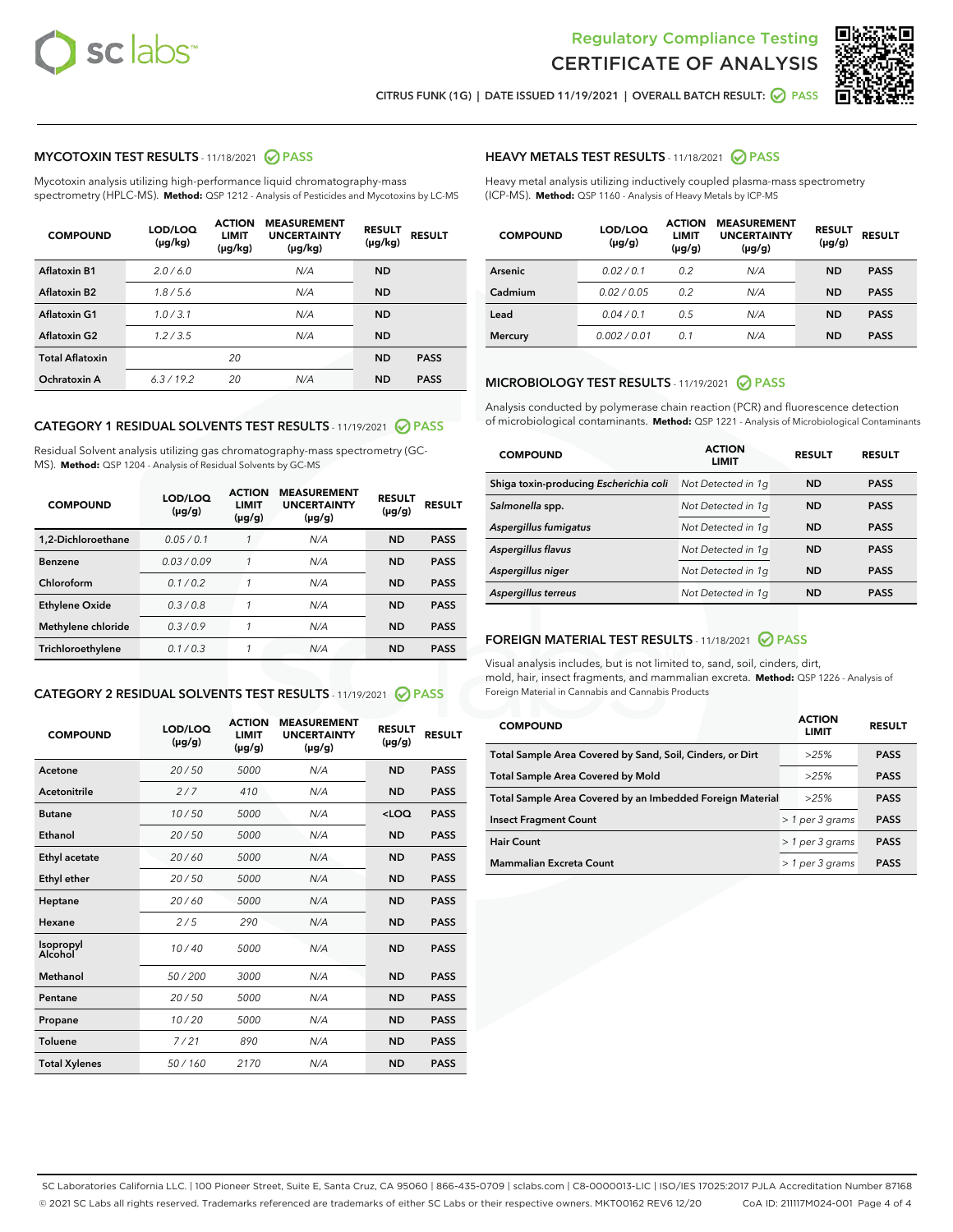Regulatory Compliance Testing

# CERTIFICATE OF ANALYSIS

CITRUS FUNK (1G) | DATE ISSUED 11/19/2021 | OVERALL BATCH RESULT: PASS

## MYCOTOXIN TEST RESULTS - 11/18/2021 PASS

Mycotoxin analysis utilizing high-performance liquid chromatography-mass spectrometry (HPLC-MS). **Method:** QSP 1212 - Analysis of Pesticides and Mycotoxins by LC-MS

| COMPOUND | LOD/LOQ (µg/kg) | ACTION LIMIT (µg/kg) | MEASUREMENT UNCERTAINTY (µg/kg) | RESULT (µg/kg) | RESULT |
|---|---|---|---|---|---|
| Aflatoxin B1 | 2.0 / 6.0 | | N/A | ND | |
| Aflatoxin B2 | 1.8 / 5.6 | | N/A | ND | |
| Aflatoxin G1 | 1.0 / 3.1 | | N/A | ND | |
| Aflatoxin G2 | 1.2 / 3.5 | | N/A | ND | |
| Total Aflatoxin | | 20 | | ND | PASS |
| Ochratoxin A | 6.3 / 19.2 | 20 | N/A | ND | PASS |

## CATEGORY 1 RESIDUAL SOLVENTS TEST RESULTS - 11/19/2021 PASS

Residual Solvent analysis utilizing gas chromatography-mass spectrometry (GC-MS). **Method:** QSP 1204 - Analysis of Residual Solvents by GC-MS

| COMPOUND | LOD/LOQ (µg/g) | ACTION LIMIT (µg/g) | MEASUREMENT UNCERTAINTY (µg/g) | RESULT (µg/g) | RESULT |
|---|---|---|---|---|---|
| 1,2-Dichloroethane | 0.05 / 0.1 | 1 | N/A | ND | PASS |
| Benzene | 0.03 / 0.09 | 1 | N/A | ND | PASS |
| Chloroform | 0.1 / 0.2 | 1 | N/A | ND | PASS |
| Ethylene Oxide | 0.3 / 0.8 | 1 | N/A | ND | PASS |
| Methylene chloride | 0.3 / 0.9 | 1 | N/A | ND | PASS |
| Trichloroethylene | 0.1 / 0.3 | 1 | N/A | ND | PASS |

## CATEGORY 2 RESIDUAL SOLVENTS TEST RESULTS - 11/19/2021 PASS

| COMPOUND | LOD/LOQ (µg/g) | ACTION LIMIT (µg/g) | MEASUREMENT UNCERTAINTY (µg/g) | RESULT (µg/g) | RESULT |
|---|---|---|---|---|---|
| Acetone | 20 / 50 | 5000 | N/A | ND | PASS |
| Acetonitrile | 2 / 7 | 410 | N/A | ND | PASS |
| Butane | 10 / 50 | 5000 | N/A | <LOQ | PASS |
| Ethanol | 20 / 50 | 5000 | N/A | ND | PASS |
| Ethyl acetate | 20 / 60 | 5000 | N/A | ND | PASS |
| Ethyl ether | 20 / 50 | 5000 | N/A | ND | PASS |
| Heptane | 20 / 60 | 5000 | N/A | ND | PASS |
| Hexane | 2 / 5 | 290 | N/A | ND | PASS |
| Isopropyl Alcohol | 10 / 40 | 5000 | N/A | ND | PASS |
| Methanol | 50 / 200 | 3000 | N/A | ND | PASS |
| Pentane | 20 / 50 | 5000 | N/A | ND | PASS |
| Propane | 10 / 20 | 5000 | N/A | ND | PASS |
| Toluene | 7 / 21 | 890 | N/A | ND | PASS |
| Total Xylenes | 50 / 160 | 2170 | N/A | ND | PASS |

## HEAVY METALS TEST RESULTS - 11/18/2021 PASS

Heavy metal analysis utilizing inductively coupled plasma-mass spectrometry (ICP-MS). **Method:** QSP 1160 - Analysis of Heavy Metals by ICP-MS

| COMPOUND | LOD/LOQ (µg/g) | ACTION LIMIT (µg/g) | MEASUREMENT UNCERTAINTY (µg/g) | RESULT (µg/g) | RESULT |
|---|---|---|---|---|---|
| Arsenic | 0.02 / 0.1 | 0.2 | N/A | ND | PASS |
| Cadmium | 0.02 / 0.05 | 0.2 | N/A | ND | PASS |
| Lead | 0.04 / 0.1 | 0.5 | N/A | ND | PASS |
| Mercury | 0.002 / 0.01 | 0.1 | N/A | ND | PASS |

## MICROBIOLOGY TEST RESULTS - 11/19/2021 PASS

Analysis conducted by polymerase chain reaction (PCR) and fluorescence detection of microbiological contaminants. **Method:** QSP 1221 - Analysis of Microbiological Contaminants

| COMPOUND | ACTION LIMIT | RESULT | RESULT |
|---|---|---|---|
| Shiga toxin-producing *Escherichia coli* | Not Detected in 1g | ND | PASS |
| *Salmonella* spp. | Not Detected in 1g | ND | PASS |
| *Aspergillus fumigatus* | Not Detected in 1g | ND | PASS |
| *Aspergillus flavus* | Not Detected in 1g | ND | PASS |
| *Aspergillus niger* | Not Detected in 1g | ND | PASS |
| *Aspergillus terreus* | Not Detected in 1g | ND | PASS |

## FOREIGN MATERIAL TEST RESULTS - 11/18/2021 PASS

Visual analysis includes, but is not limited to, sand, soil, cinders, dirt, mold, hair, insect fragments, and mammalian excreta. **Method:** QSP 1226 - Analysis of Foreign Material in Cannabis and Cannabis Products

| COMPOUND | ACTION LIMIT | RESULT |
|---|---|---|
| Total Sample Area Covered by Sand, Soil, Cinders, or Dirt | >25% | PASS |
| Total Sample Area Covered by Mold | >25% | PASS |
| Total Sample Area Covered by an Imbedded Foreign Material | >25% | PASS |
| Insect Fragment Count | > 1 per 3 grams | PASS |
| Hair Count | > 1 per 3 grams | PASS |
| Mammalian Excreta Count | > 1 per 3 grams | PASS |

SC Laboratories California LLC. | 100 Pioneer Street, Suite E, Santa Cruz, CA 95060 | 866-435-0709 | sclabs.com | C8-0000013-LIC | ISO/IES 17025:2017 PJLA Accreditation Number 87168
© 2021 SC Labs all rights reserved. Trademarks referenced are trademarks of either SC Labs or their respective owners. MKT00162 REV6 12/20 CoA ID: 211117M024-001